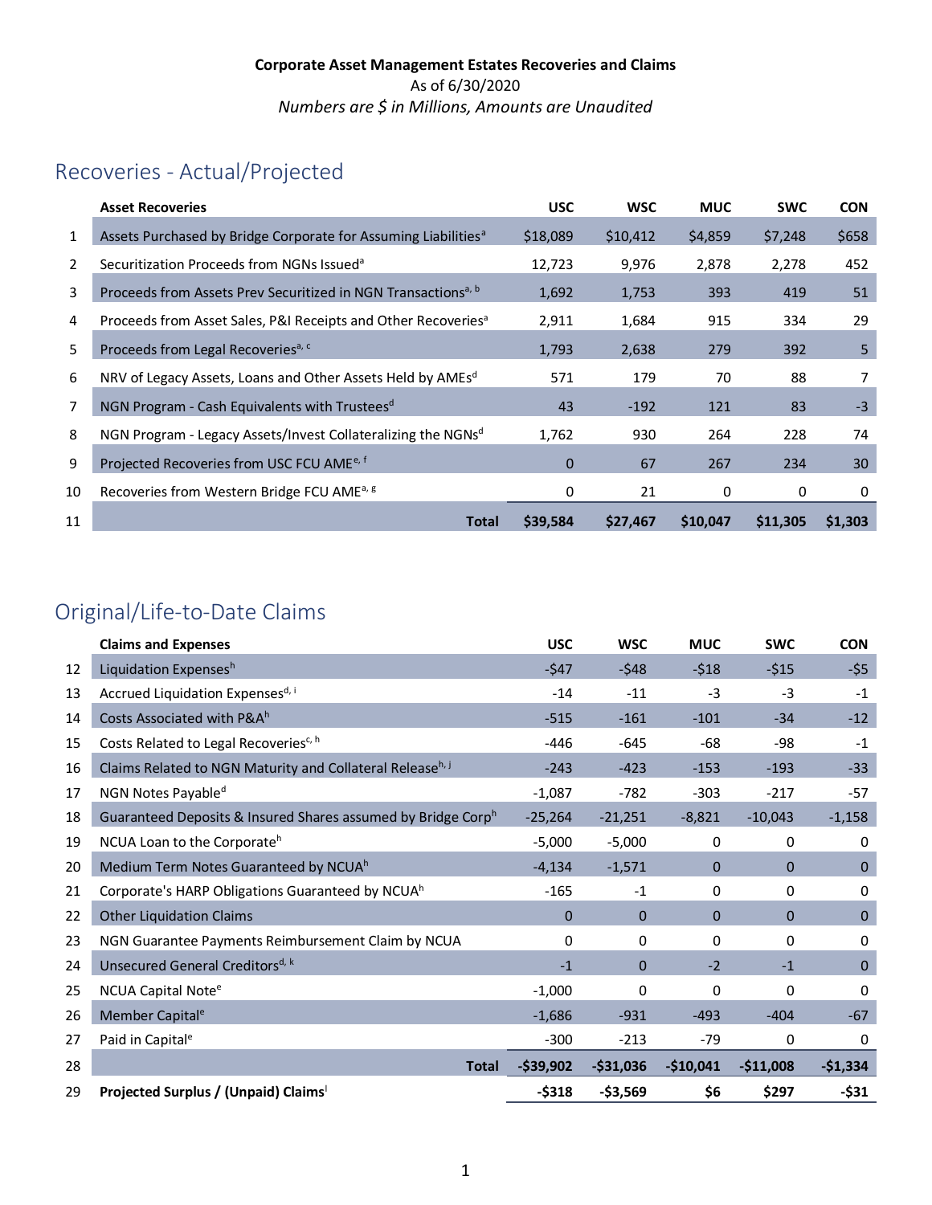**Corporate Asset Management Estates Recoveries and Claims**

As of 6/30/2020

*Numbers are $ in Millions, Amounts are Unaudited*

## Recoveries - Actual/Projected

| | Asset Recoveries | USC | WSC | MUC | SWC | CON |
|---|---|---|---|---|---|---|
| 1 | Assets Purchased by Bridge Corporate for Assuming Liabilities[a] | $18,089 | $10,412 | $4,859 | $7,248 | $658 |
| 2 | Securitization Proceeds from NGNs Issued[a] | 12,723 | 9,976 | 2,878 | 2,278 | 452 |
| 3 | Proceeds from Assets Prev Securitized in NGN Transactions[a, b] | 1,692 | 1,753 | 393 | 419 | 51 |
| 4 | Proceeds from Asset Sales, P&I Receipts and Other Recoveries[a] | 2,911 | 1,684 | 915 | 334 | 29 |
| 5 | Proceeds from Legal Recoveries[a, c] | 1,793 | 2,638 | 279 | 392 | 5 |
| 6 | NRV of Legacy Assets, Loans and Other Assets Held by AMEs[d] | 571 | 179 | 70 | 88 | 7 |
| 7 | NGN Program - Cash Equivalents with Trustees[d] | 43 | -192 | 121 | 83 | -3 |
| 8 | NGN Program - Legacy Assets/Invest Collateralizing the NGNs[d] | 1,762 | 930 | 264 | 228 | 74 |
| 9 | Projected Recoveries from USC FCU AME[e, f] | 0 | 67 | 267 | 234 | 30 |
| 10 | Recoveries from Western Bridge FCU AME[a, g] | 0 | 21 | 0 | 0 | 0 |
| 11 | **Total** | **$39,584** | **$27,467** | **$10,047** | **$11,305** | **$1,303** |

## Original/Life-to-Date Claims

| | Claims and Expenses | USC | WSC | MUC | SWC | CON |
|---|---|---|---|---|---|---|
| 12 | Liquidation Expenses[h] | -$47 | -$48 | -$18 | -$15 | -$5 |
| 13 | Accrued Liquidation Expenses[d, i] | -14 | -11 | -3 | -3 | -1 |
| 14 | Costs Associated with P&A[h] | -515 | -161 | -101 | -34 | -12 |
| 15 | Costs Related to Legal Recoveries[c, h] | -446 | -645 | -68 | -98 | -1 |
| 16 | Claims Related to NGN Maturity and Collateral Release[h, j] | -243 | -423 | -153 | -193 | -33 |
| 17 | NGN Notes Payable[d] | -1,087 | -782 | -303 | -217 | -57 |
| 18 | Guaranteed Deposits & Insured Shares assumed by Bridge Corp[h] | -25,264 | -21,251 | -8,821 | -10,043 | -1,158 |
| 19 | NCUA Loan to the Corporate[h] | -5,000 | -5,000 | 0 | 0 | 0 |
| 20 | Medium Term Notes Guaranteed by NCUA[h] | -4,134 | -1,571 | 0 | 0 | 0 |
| 21 | Corporate's HARP Obligations Guaranteed by NCUA[h] | -165 | -1 | 0 | 0 | 0 |
| 22 | Other Liquidation Claims | 0 | 0 | 0 | 0 | 0 |
| 23 | NGN Guarantee Payments Reimbursement Claim by NCUA | 0 | 0 | 0 | 0 | 0 |
| 24 | Unsecured General Creditors[d, k] | -1 | 0 | -2 | -1 | 0 |
| 25 | NCUA Capital Note[e] | -1,000 | 0 | 0 | 0 | 0 |
| 26 | Member Capital[e] | -1,686 | -931 | -493 | -404 | -67 |
| 27 | Paid in Capital[e] | -300 | -213 | -79 | 0 | 0 |
| 28 | **Total** | **-$39,902** | **-$31,036** | **-$10,041** | **-$11,008** | **-$1,334** |
| 29 | **Projected Surplus / (Unpaid) Claims[l]** | **-$318** | **-$3,569** | **$6** | **$297** | **-$31** |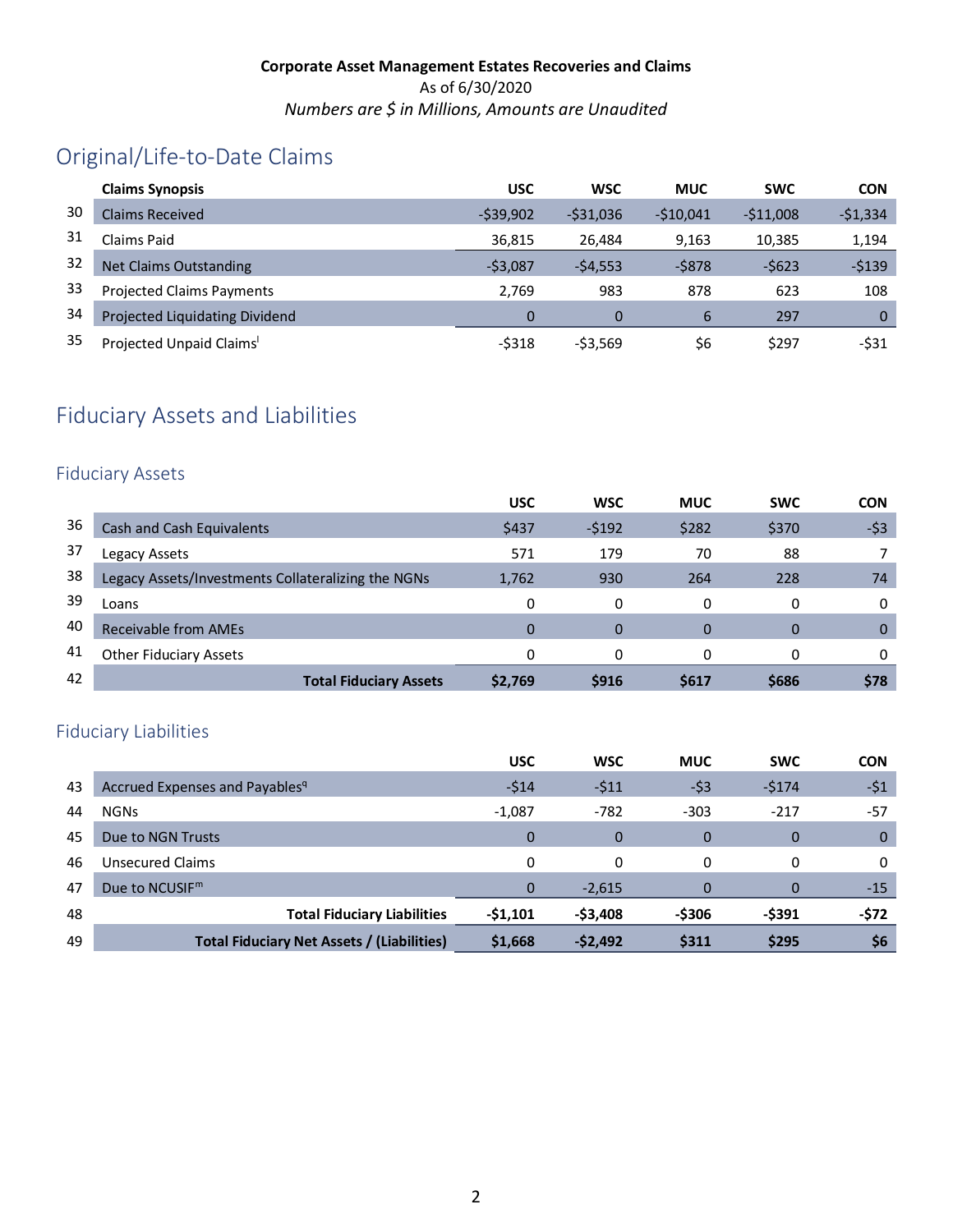**Corporate Asset Management Estates Recoveries and Claims**
As of 6/30/2020
*Numbers are $ in Millions, Amounts are Unaudited*

# Original/Life-to-Date Claims

| | Claims Synopsis | USC | WSC | MUC | SWC | CON |
|---|---|---|---|---|---|---|
| 30 | Claims Received | -$39,902 | -$31,036 | -$10,041 | -$11,008 | -$1,334 |
| 31 | Claims Paid | 36,815 | 26,484 | 9,163 | 10,385 | 1,194 |
| 32 | Net Claims Outstanding | -$3,087 | -$4,553 | -$878 | -$623 | -$139 |
| 33 | Projected Claims Payments | 2,769 | 983 | 878 | 623 | 108 |
| 34 | Projected Liquidating Dividend | 0 | 0 | 6 | 297 | 0 |
| 35 | Projected Unpaid Claims[l] | -$318 | -$3,569 | $6 | $297 | -$31 |

# Fiduciary Assets and Liabilities

## Fiduciary Assets

| | | USC | WSC | MUC | SWC | CON |
|---|---|---|---|---|---|---|
| 36 | Cash and Cash Equivalents | $437 | -$192 | $282 | $370 | -$3 |
| 37 | Legacy Assets | 571 | 179 | 70 | 88 | 7 |
| 38 | Legacy Assets/Investments Collateralizing the NGNs | 1,762 | 930 | 264 | 228 | 74 |
| 39 | Loans | 0 | 0 | 0 | 0 | 0 |
| 40 | Receivable from AMEs | 0 | 0 | 0 | 0 | 0 |
| 41 | Other Fiduciary Assets | 0 | 0 | 0 | 0 | 0 |
| 42 | **Total Fiduciary Assets** | **$2,769** | **$916** | **$617** | **$686** | **$78** |

## Fiduciary Liabilities

| | | USC | WSC | MUC | SWC | CON |
|---|---|---|---|---|---|---|
| 43 | Accrued Expenses and Payables[q] | -$14 | -$11 | -$3 | -$174 | -$1 |
| 44 | NGNs | -1,087 | -782 | -303 | -217 | -57 |
| 45 | Due to NGN Trusts | 0 | 0 | 0 | 0 | 0 |
| 46 | Unsecured Claims | 0 | 0 | 0 | 0 | 0 |
| 47 | Due to NCUSIF[m] | 0 | -2,615 | 0 | 0 | -15 |
| 48 | **Total Fiduciary Liabilities** | **-$1,101** | **-$3,408** | **-$306** | **-$391** | **-$72** |
| 49 | **Total Fiduciary Net Assets / (Liabilities)** | **$1,668** | **-$2,492** | **$311** | **$295** | **$6** |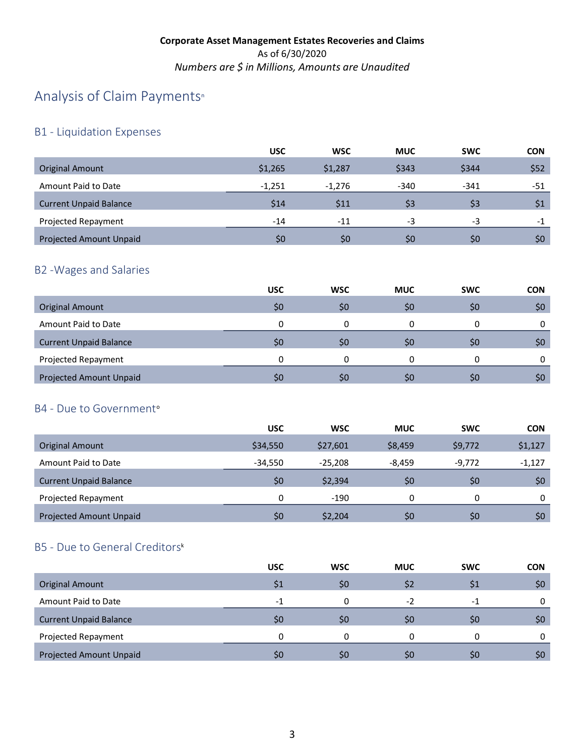**Corporate Asset Management Estates Recoveries and Claims**
As of 6/30/2020
*Numbers are $ in Millions, Amounts are Unaudited*

# Analysis of Claim Payments[n]

## B1 - Liquidation Expenses

| | USC | WSC | MUC | SWC | CON |
|---|---|---|---|---|---|
| Original Amount | $1,265 | $1,287 | $343 | $344 | $52 |
| Amount Paid to Date | -1,251 | -1,276 | -340 | -341 | -51 |
| Current Unpaid Balance | $14 | $11 | $3 | $3 | $1 |
| Projected Repayment | -14 | -11 | -3 | -3 | -1 |
| Projected Amount Unpaid | $0 | $0 | $0 | $0 | $0 |

## B2 -Wages and Salaries

| | USC | WSC | MUC | SWC | CON |
|---|---|---|---|---|---|
| Original Amount | $0 | $0 | $0 | $0 | $0 |
| Amount Paid to Date | 0 | 0 | 0 | 0 | 0 |
| Current Unpaid Balance | $0 | $0 | $0 | $0 | $0 |
| Projected Repayment | 0 | 0 | 0 | 0 | 0 |
| Projected Amount Unpaid | $0 | $0 | $0 | $0 | $0 |

## B4 - Due to Government[o]

| | USC | WSC | MUC | SWC | CON |
|---|---|---|---|---|---|
| Original Amount | $34,550 | $27,601 | $8,459 | $9,772 | $1,127 |
| Amount Paid to Date | -34,550 | -25,208 | -8,459 | -9,772 | -1,127 |
| Current Unpaid Balance | $0 | $2,394 | $0 | $0 | $0 |
| Projected Repayment | 0 | -190 | 0 | 0 | 0 |
| Projected Amount Unpaid | $0 | $2,204 | $0 | $0 | $0 |

## B5 - Due to General Creditors[k]

| | USC | WSC | MUC | SWC | CON |
|---|---|---|---|---|---|
| Original Amount | $1 | $0 | $2 | $1 | $0 |
| Amount Paid to Date | -1 | 0 | -2 | -1 | 0 |
| Current Unpaid Balance | $0 | $0 | $0 | $0 | $0 |
| Projected Repayment | 0 | 0 | 0 | 0 | 0 |
| Projected Amount Unpaid | $0 | $0 | $0 | $0 | $0 |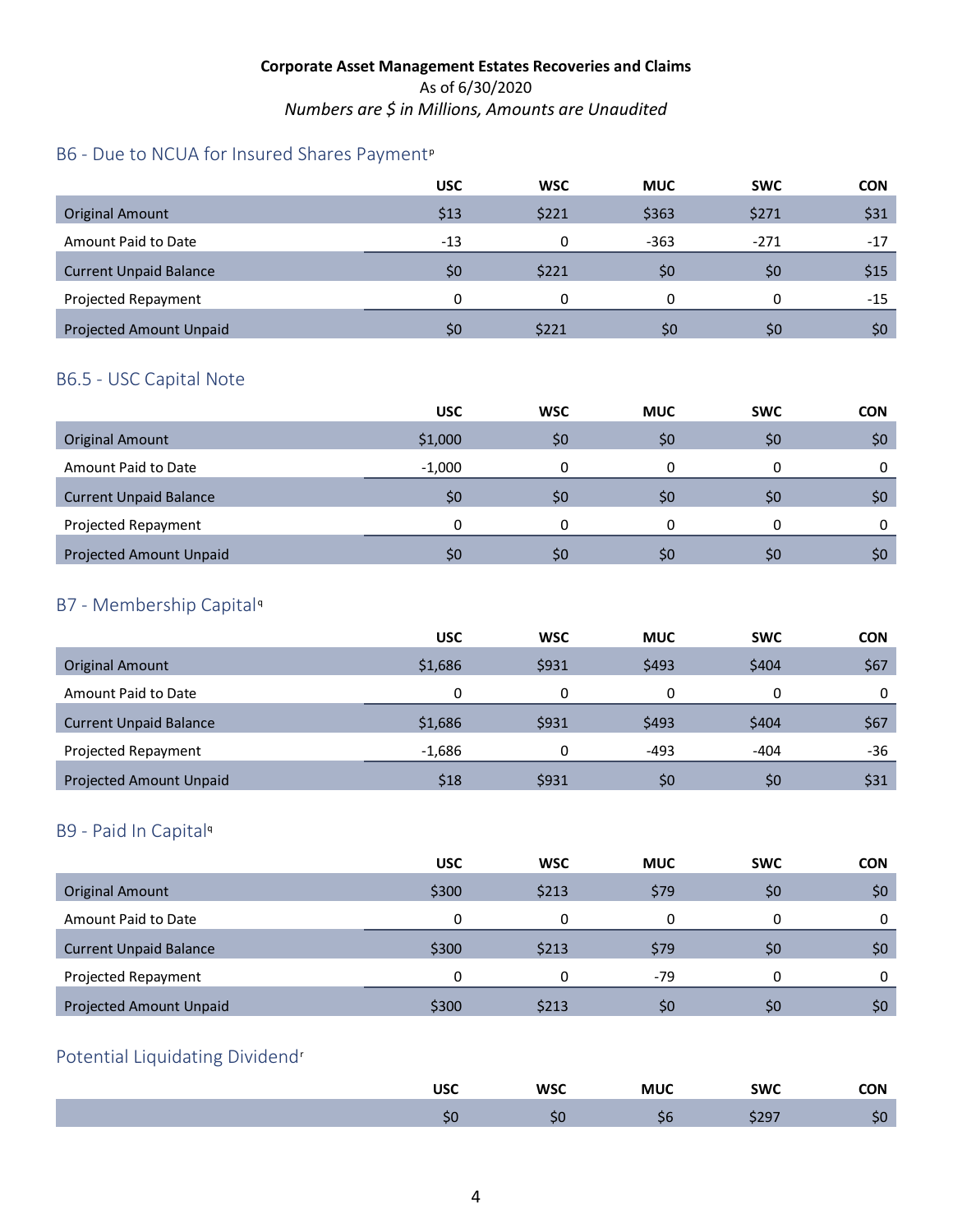**Corporate Asset Management Estates Recoveries and Claims**

As of 6/30/2020

*Numbers are $ in Millions, Amounts are Unaudited*

## B6 - Due to NCUA for Insured Shares Payment[p]

| | USC | WSC | MUC | SWC | CON |
|---|---|---|---|---|---|
| Original Amount | $13 | $221 | $363 | $271 | $31 |
| Amount Paid to Date | -13 | 0 | -363 | -271 | -17 |
| Current Unpaid Balance | $0 | $221 | $0 | $0 | $15 |
| Projected Repayment | 0 | 0 | 0 | 0 | -15 |
| Projected Amount Unpaid | $0 | $221 | $0 | $0 | $0 |

## B6.5 - USC Capital Note

| | USC | WSC | MUC | SWC | CON |
|---|---|---|---|---|---|
| Original Amount | $1,000 | $0 | $0 | $0 | $0 |
| Amount Paid to Date | -1,000 | 0 | 0 | 0 | 0 |
| Current Unpaid Balance | $0 | $0 | $0 | $0 | $0 |
| Projected Repayment | 0 | 0 | 0 | 0 | 0 |
| Projected Amount Unpaid | $0 | $0 | $0 | $0 | $0 |

## B7 - Membership Capital[q]

| | USC | WSC | MUC | SWC | CON |
|---|---|---|---|---|---|
| Original Amount | $1,686 | $931 | $493 | $404 | $67 |
| Amount Paid to Date | 0 | 0 | 0 | 0 | 0 |
| Current Unpaid Balance | $1,686 | $931 | $493 | $404 | $67 |
| Projected Repayment | -1,686 | 0 | -493 | -404 | -36 |
| Projected Amount Unpaid | $18 | $931 | $0 | $0 | $31 |

## B9 - Paid In Capital[q]

| | USC | WSC | MUC | SWC | CON |
|---|---|---|---|---|---|
| Original Amount | $300 | $213 | $79 | $0 | $0 |
| Amount Paid to Date | 0 | 0 | 0 | 0 | 0 |
| Current Unpaid Balance | $300 | $213 | $79 | $0 | $0 |
| Projected Repayment | 0 | 0 | -79 | 0 | 0 |
| Projected Amount Unpaid | $300 | $213 | $0 | $0 | $0 |

## Potential Liquidating Dividend[r]

| USC | WSC | MUC | SWC | CON |
|---|---|---|---|---|
| $0 | $0 | $6 | $297 | $0 |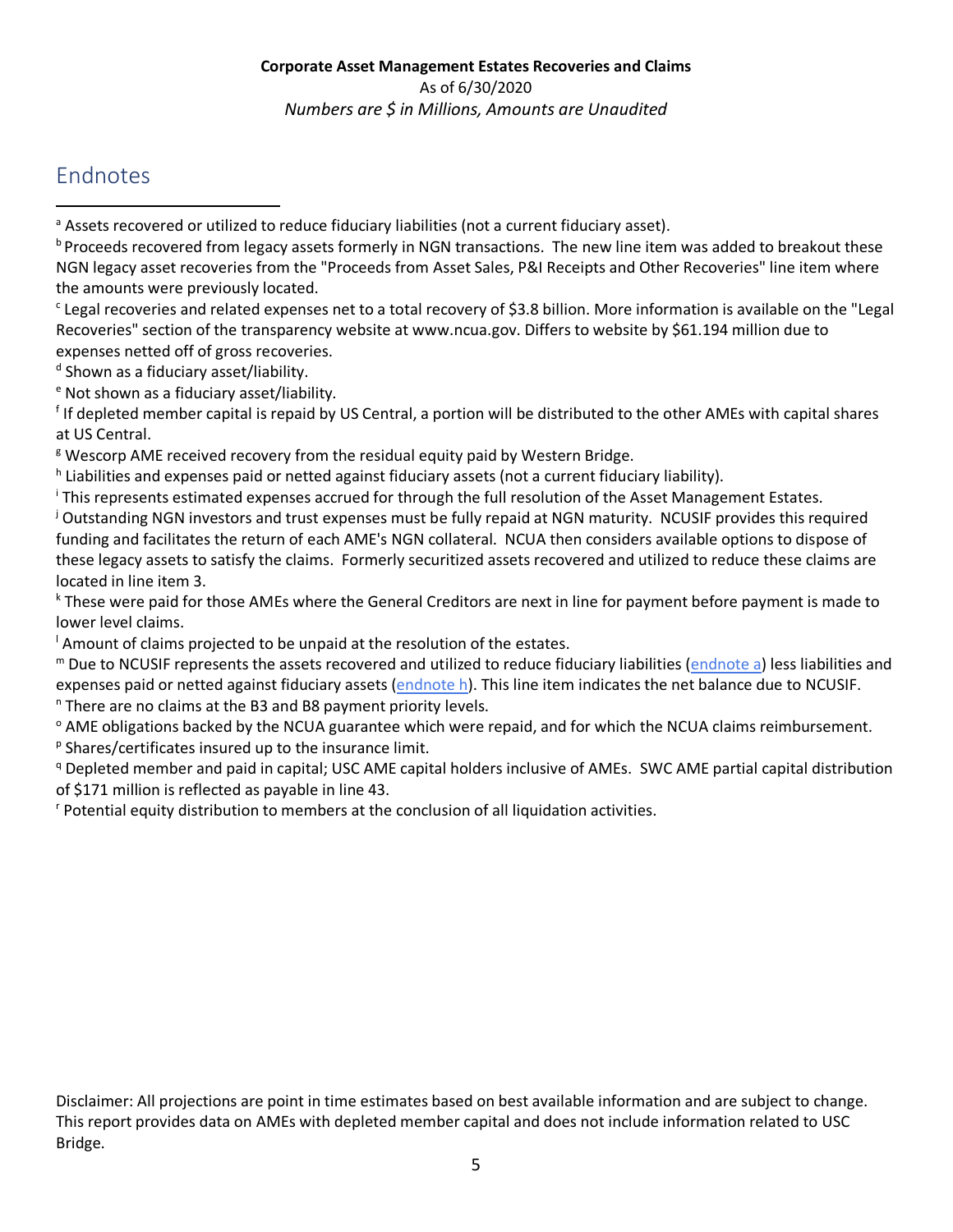**Corporate Asset Management Estates Recoveries and Claims**

As of 6/30/2020

*Numbers are $ in Millions, Amounts are Unaudited*

# Endnotes

[a] Assets recovered or utilized to reduce fiduciary liabilities (not a current fiduciary asset).

[b] Proceeds recovered from legacy assets formerly in NGN transactions. The new line item was added to breakout these NGN legacy asset recoveries from the "Proceeds from Asset Sales, P&I Receipts and Other Recoveries" line item where the amounts were previously located.

[c] Legal recoveries and related expenses net to a total recovery of $3.8 billion. More information is available on the "Legal Recoveries" section of the transparency website at www.ncua.gov. Differs to website by $61.194 million due to expenses netted off of gross recoveries.

[d] Shown as a fiduciary asset/liability.

[e] Not shown as a fiduciary asset/liability.

[f] If depleted member capital is repaid by US Central, a portion will be distributed to the other AMEs with capital shares at US Central.

[g] Wescorp AME received recovery from the residual equity paid by Western Bridge.

[h] Liabilities and expenses paid or netted against fiduciary assets (not a current fiduciary liability).

[i] This represents estimated expenses accrued for through the full resolution of the Asset Management Estates.

[j] Outstanding NGN investors and trust expenses must be fully repaid at NGN maturity. NCUSIF provides this required funding and facilitates the return of each AME's NGN collateral. NCUA then considers available options to dispose of these legacy assets to satisfy the claims. Formerly securitized assets recovered and utilized to reduce these claims are located in line item 3.

[k] These were paid for those AMEs where the General Creditors are next in line for payment before payment is made to lower level claims.

[l] Amount of claims projected to be unpaid at the resolution of the estates.

[m] Due to NCUSIF represents the assets recovered and utilized to reduce fiduciary liabilities (endnote a) less liabilities and expenses paid or netted against fiduciary assets (endnote h). This line item indicates the net balance due to NCUSIF.

[n] There are no claims at the B3 and B8 payment priority levels.

[o] AME obligations backed by the NCUA guarantee which were repaid, and for which the NCUA claims reimbursement.

[p] Shares/certificates insured up to the insurance limit.

[q] Depleted member and paid in capital; USC AME capital holders inclusive of AMEs. SWC AME partial capital distribution of $171 million is reflected as payable in line 43.

[r] Potential equity distribution to members at the conclusion of all liquidation activities.

Disclaimer: All projections are point in time estimates based on best available information and are subject to change. This report provides data on AMEs with depleted member capital and does not include information related to USC Bridge.